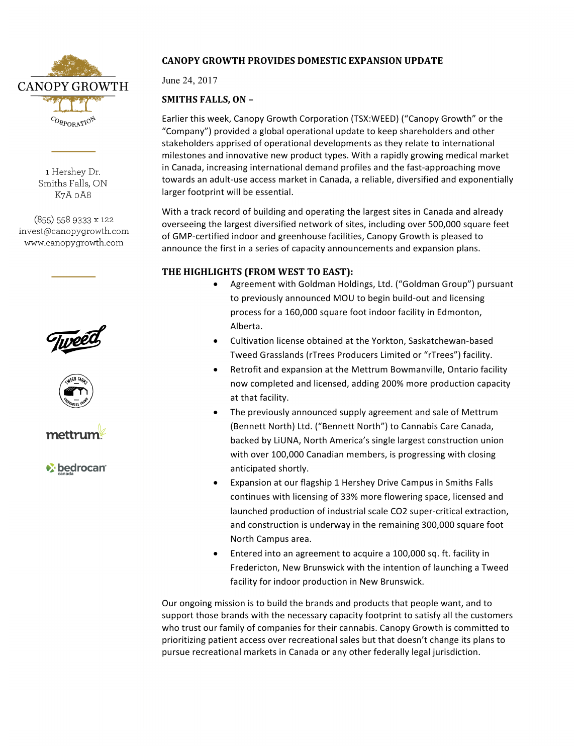CANOPY GROWTH CORPORATION

1 Hershey Dr.
Smiths Falls, ON
K7A 0A8

(855) 558 9333 x 122
invest@canopygrowth.com
www.canopygrowth.com

# CANOPY GROWTH PROVIDES DOMESTIC EXPANSION UPDATE

June 24, 2017

**SMITHS FALLS, ON –**

Earlier this week, Canopy Growth Corporation (TSX:WEED) ("Canopy Growth" or the "Company") provided a global operational update to keep shareholders and other stakeholders apprised of operational developments as they relate to international milestones and innovative new product types. With a rapidly growing medical market in Canada, increasing international demand profiles and the fast-approaching move towards an adult-use access market in Canada, a reliable, diversified and exponentially larger footprint will be essential.

With a track record of building and operating the largest sites in Canada and already overseeing the largest diversified network of sites, including over 500,000 square feet of GMP-certified indoor and greenhouse facilities, Canopy Growth is pleased to announce the first in a series of capacity announcements and expansion plans.

## THE HIGHLIGHTS (FROM WEST TO EAST):

- Agreement with Goldman Holdings, Ltd. ("Goldman Group") pursuant to previously announced MOU to begin build-out and licensing process for a 160,000 square foot indoor facility in Edmonton, Alberta.
- Cultivation license obtained at the Yorkton, Saskatchewan-based Tweed Grasslands (rTrees Producers Limited or "rTrees") facility.
- Retrofit and expansion at the Mettrum Bowmanville, Ontario facility now completed and licensed, adding 200% more production capacity at that facility.
- The previously announced supply agreement and sale of Mettrum (Bennett North) Ltd. ("Bennett North") to Cannabis Care Canada, backed by LiUNA, North America's single largest construction union with over 100,000 Canadian members, is progressing with closing anticipated shortly.
- Expansion at our flagship 1 Hershey Drive Campus in Smiths Falls continues with licensing of 33% more flowering space, licensed and launched production of industrial scale CO2 super-critical extraction, and construction is underway in the remaining 300,000 square foot North Campus area.
- Entered into an agreement to acquire a 100,000 sq. ft. facility in Fredericton, New Brunswick with the intention of launching a Tweed facility for indoor production in New Brunswick.

Our ongoing mission is to build the brands and products that people want, and to support those brands with the necessary capacity footprint to satisfy all the customers who trust our family of companies for their cannabis. Canopy Growth is committed to prioritizing patient access over recreational sales but that doesn't change its plans to pursue recreational markets in Canada or any other federally legal jurisdiction.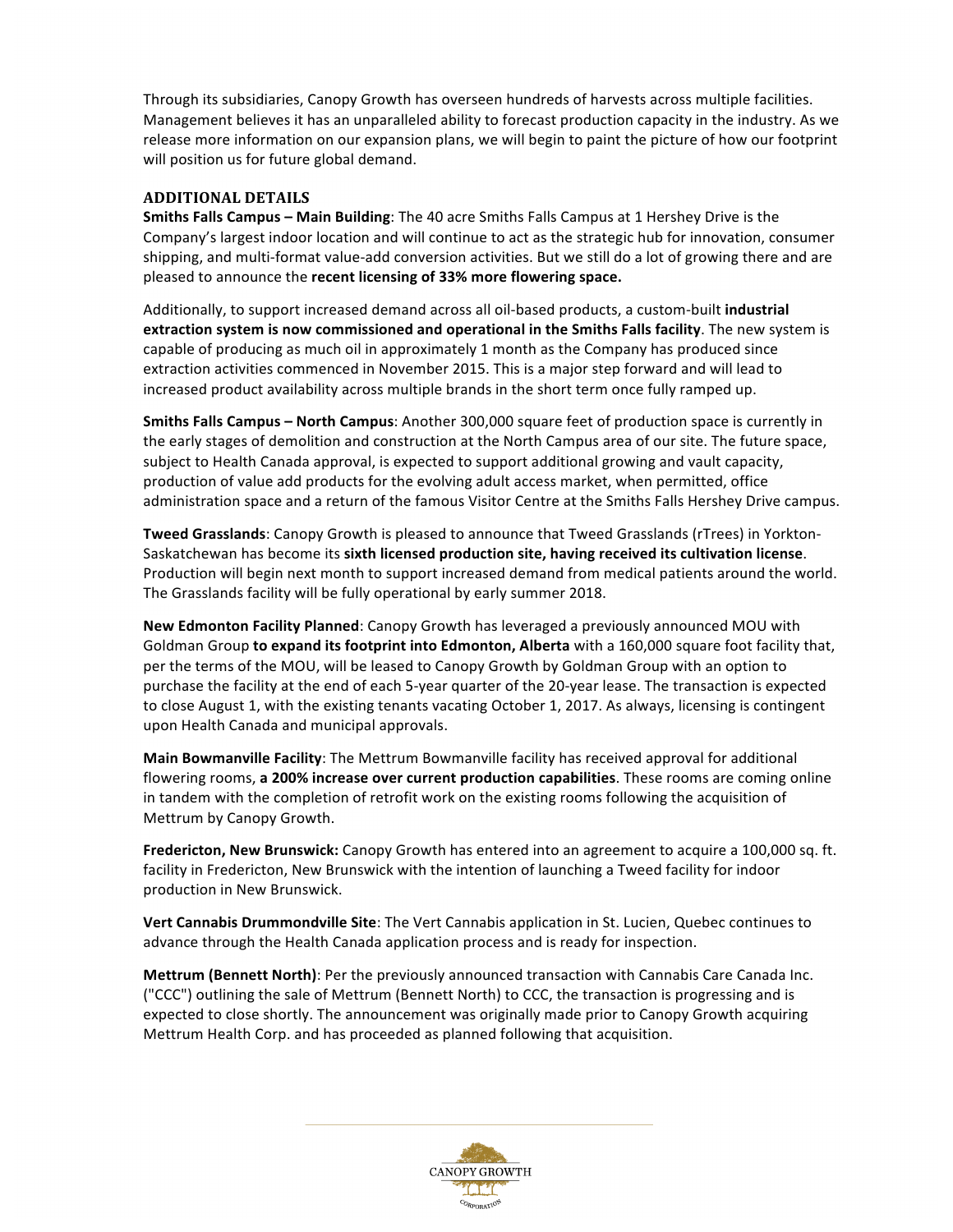Through its subsidiaries, Canopy Growth has overseen hundreds of harvests across multiple facilities. Management believes it has an unparalleled ability to forecast production capacity in the industry. As we release more information on our expansion plans, we will begin to paint the picture of how our footprint will position us for future global demand.

## ADDITIONAL DETAILS

**Smiths Falls Campus – Main Building**: The 40 acre Smiths Falls Campus at 1 Hershey Drive is the Company's largest indoor location and will continue to act as the strategic hub for innovation, consumer shipping, and multi-format value-add conversion activities. But we still do a lot of growing there and are pleased to announce the **recent licensing of 33% more flowering space.**

Additionally, to support increased demand across all oil-based products, a custom-built **industrial extraction system is now commissioned and operational in the Smiths Falls facility**. The new system is capable of producing as much oil in approximately 1 month as the Company has produced since extraction activities commenced in November 2015. This is a major step forward and will lead to increased product availability across multiple brands in the short term once fully ramped up.

**Smiths Falls Campus – North Campus**: Another 300,000 square feet of production space is currently in the early stages of demolition and construction at the North Campus area of our site. The future space, subject to Health Canada approval, is expected to support additional growing and vault capacity, production of value add products for the evolving adult access market, when permitted, office administration space and a return of the famous Visitor Centre at the Smiths Falls Hershey Drive campus.

**Tweed Grasslands**: Canopy Growth is pleased to announce that Tweed Grasslands (rTrees) in Yorkton-Saskatchewan has become its **sixth licensed production site, having received its cultivation license**. Production will begin next month to support increased demand from medical patients around the world. The Grasslands facility will be fully operational by early summer 2018.

**New Edmonton Facility Planned**: Canopy Growth has leveraged a previously announced MOU with Goldman Group **to expand its footprint into Edmonton, Alberta** with a 160,000 square foot facility that, per the terms of the MOU, will be leased to Canopy Growth by Goldman Group with an option to purchase the facility at the end of each 5-year quarter of the 20-year lease. The transaction is expected to close August 1, with the existing tenants vacating October 1, 2017. As always, licensing is contingent upon Health Canada and municipal approvals.

**Main Bowmanville Facility**: The Mettrum Bowmanville facility has received approval for additional flowering rooms, **a 200% increase over current production capabilities**. These rooms are coming online in tandem with the completion of retrofit work on the existing rooms following the acquisition of Mettrum by Canopy Growth.

**Fredericton, New Brunswick:** Canopy Growth has entered into an agreement to acquire a 100,000 sq. ft. facility in Fredericton, New Brunswick with the intention of launching a Tweed facility for indoor production in New Brunswick.

**Vert Cannabis Drummondville Site**: The Vert Cannabis application in St. Lucien, Quebec continues to advance through the Health Canada application process and is ready for inspection.

**Mettrum (Bennett North)**: Per the previously announced transaction with Cannabis Care Canada Inc. ("CCC") outlining the sale of Mettrum (Bennett North) to CCC, the transaction is progressing and is expected to close shortly. The announcement was originally made prior to Canopy Growth acquiring Mettrum Health Corp. and has proceeded as planned following that acquisition.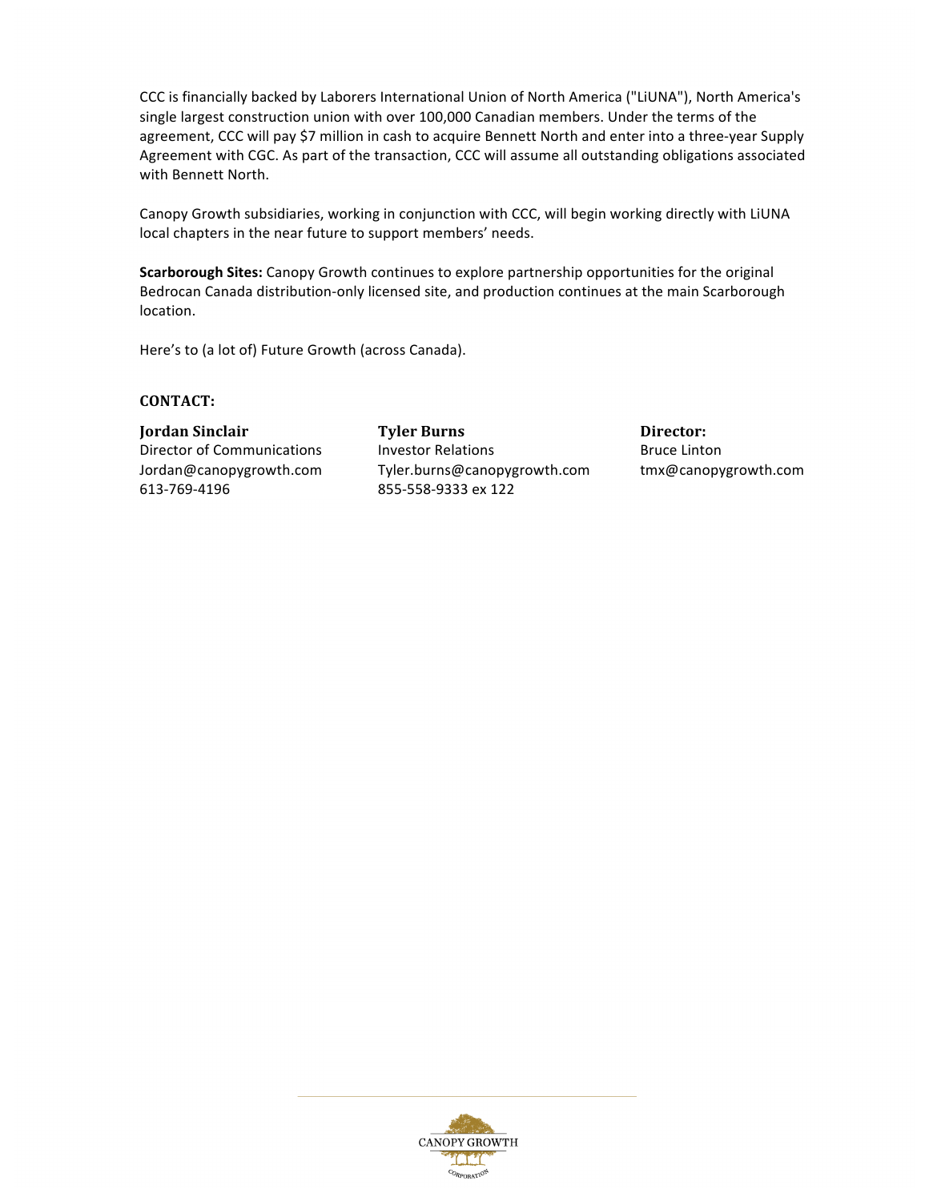CCC is financially backed by Laborers International Union of North America ("LiUNA"), North America's single largest construction union with over 100,000 Canadian members. Under the terms of the agreement, CCC will pay $7 million in cash to acquire Bennett North and enter into a three-year Supply Agreement with CGC. As part of the transaction, CCC will assume all outstanding obligations associated with Bennett North.

Canopy Growth subsidiaries, working in conjunction with CCC, will begin working directly with LiUNA local chapters in the near future to support members' needs.

**Scarborough Sites:** Canopy Growth continues to explore partnership opportunities for the original Bedrocan Canada distribution-only licensed site, and production continues at the main Scarborough location.

Here's to (a lot of) Future Growth (across Canada).

**CONTACT:**

**Jordan Sinclair**
Director of Communications
Jordan@canopygrowth.com
613-769-4196

**Tyler Burns**
Investor Relations
Tyler.burns@canopygrowth.com
855-558-9333 ex 122

**Director:**
Bruce Linton
tmx@canopygrowth.com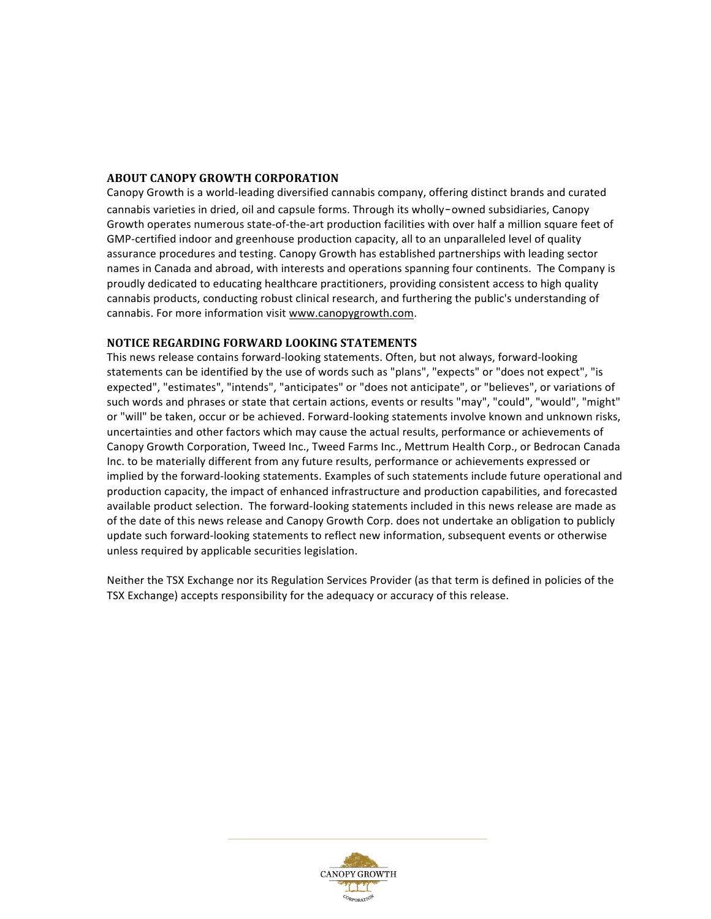**ABOUT CANOPY GROWTH CORPORATION**

Canopy Growth is a world-leading diversified cannabis company, offering distinct brands and curated cannabis varieties in dried, oil and capsule forms. Through its wholly-owned subsidiaries, Canopy Growth operates numerous state-of-the-art production facilities with over half a million square feet of GMP-certified indoor and greenhouse production capacity, all to an unparalleled level of quality assurance procedures and testing. Canopy Growth has established partnerships with leading sector names in Canada and abroad, with interests and operations spanning four continents. The Company is proudly dedicated to educating healthcare practitioners, providing consistent access to high quality cannabis products, conducting robust clinical research, and furthering the public's understanding of cannabis. For more information visit www.canopygrowth.com.

**NOTICE REGARDING FORWARD LOOKING STATEMENTS**

This news release contains forward-looking statements. Often, but not always, forward-looking statements can be identified by the use of words such as "plans", "expects" or "does not expect", "is expected", "estimates", "intends", "anticipates" or "does not anticipate", or "believes", or variations of such words and phrases or state that certain actions, events or results "may", "could", "would", "might" or "will" be taken, occur or be achieved. Forward-looking statements involve known and unknown risks, uncertainties and other factors which may cause the actual results, performance or achievements of Canopy Growth Corporation, Tweed Inc., Tweed Farms Inc., Mettrum Health Corp., or Bedrocan Canada Inc. to be materially different from any future results, performance or achievements expressed or implied by the forward-looking statements. Examples of such statements include future operational and production capacity, the impact of enhanced infrastructure and production capabilities, and forecasted available product selection. The forward-looking statements included in this news release are made as of the date of this news release and Canopy Growth Corp. does not undertake an obligation to publicly update such forward-looking statements to reflect new information, subsequent events or otherwise unless required by applicable securities legislation.

Neither the TSX Exchange nor its Regulation Services Provider (as that term is defined in policies of the TSX Exchange) accepts responsibility for the adequacy or accuracy of this release.